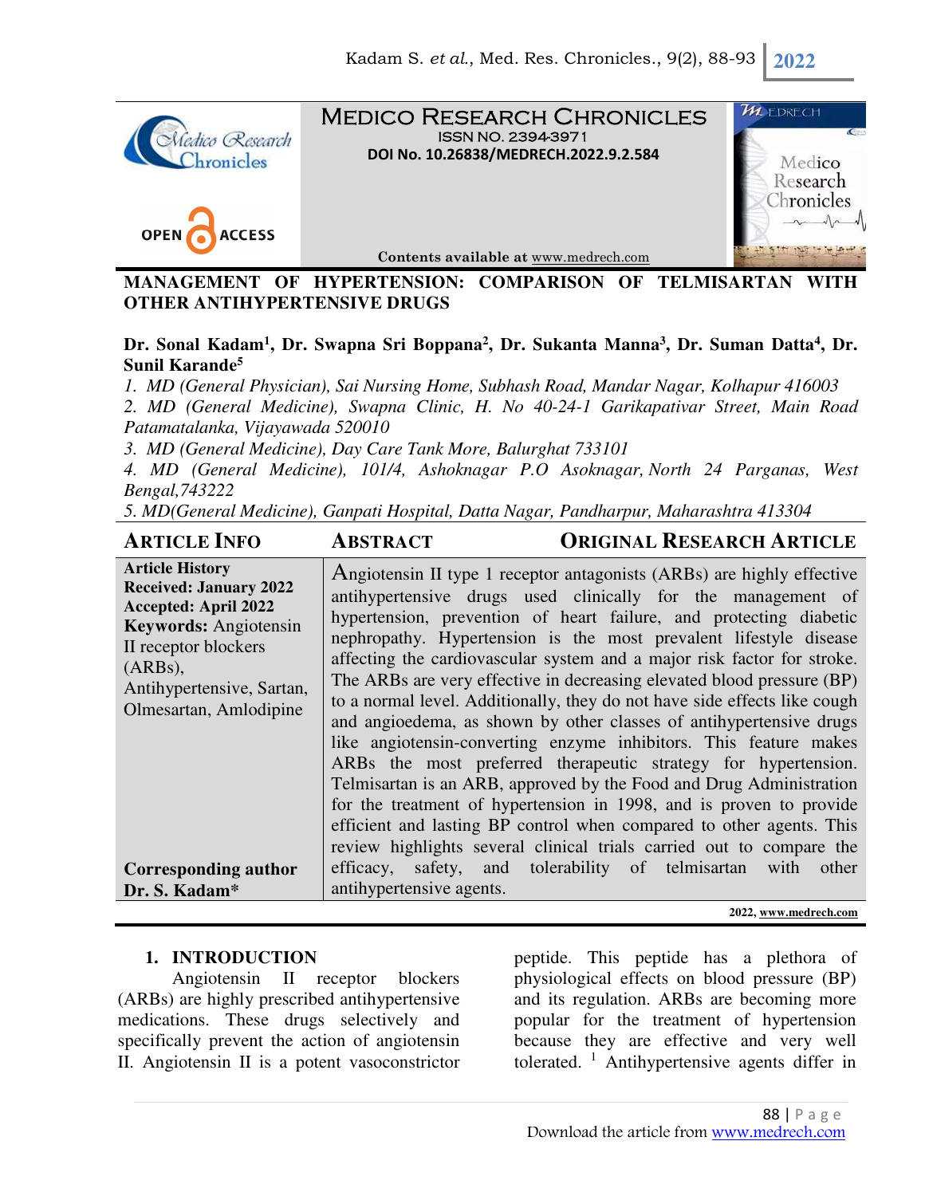# MEDICO RESEARCH CHRONICLES

ISSN NO. 2394-3971

DOI No. 10.26838/MEDRECH.2022.9.2.584

Contents available at www.medrech.com

## MANAGEMENT OF HYPERTENSION: COMPARISON OF TELMISARTAN WITH OTHER ANTIHYPERTENSIVE DRUGS

**Dr. Sonal Kadam[1], Dr. Swapna Sri Boppana[2], Dr. Sukanta Manna[3], Dr. Suman Datta[4], Dr. Sunil Karande[5]**

*1. MD (General Physician), Sai Nursing Home, Subhash Road, Mandar Nagar, Kolhapur 416003*

*2. MD (General Medicine), Swapna Clinic, H. No 40-24-1 Garikapativar Street, Main Road Patamatalanka, Vijayawada 520010*

*3. MD (General Medicine), Day Care Tank More, Balurghat 733101*

*4. MD (General Medicine), 101/4, Ashoknagar P.O Asoknagar, North 24 Parganas, West Bengal,743222*

*5. MD(General Medicine), Ganpati Hospital, Datta Nagar, Pandharpur, Maharashtra 413304*

**ARTICLE INFO**

**Article History**
**Received: January 2022**
**Accepted: April 2022**

**Keywords:** Angiotensin II receptor blockers (ARBs), Antihypertensive, Sartan, Olmesartan, Amlodipine

**Corresponding author**
**Dr. S. Kadam***

**ABSTRACT** — **ORIGINAL RESEARCH ARTICLE**

Angiotensin II type 1 receptor antagonists (ARBs) are highly effective antihypertensive drugs used clinically for the management of hypertension, prevention of heart failure, and protecting diabetic nephropathy. Hypertension is the most prevalent lifestyle disease affecting the cardiovascular system and a major risk factor for stroke. The ARBs are very effective in decreasing elevated blood pressure (BP) to a normal level. Additionally, they do not have side effects like cough and angioedema, as shown by other classes of antihypertensive drugs like angiotensin-converting enzyme inhibitors. This feature makes ARBs the most preferred therapeutic strategy for hypertension. Telmisartan is an ARB, approved by the Food and Drug Administration for the treatment of hypertension in 1998, and is proven to provide efficient and lasting BP control when compared to other agents. This review highlights several clinical trials carried out to compare the efficacy, safety, and tolerability of telmisartan with other antihypertensive agents.

2022, www.medrech.com

### 1. INTRODUCTION

Angiotensin II receptor blockers (ARBs) are highly prescribed antihypertensive medications. These drugs selectively and specifically prevent the action of angiotensin II. Angiotensin II is a potent vasoconstrictor peptide. This peptide has a plethora of physiological effects on blood pressure (BP) and its regulation. ARBs are becoming more popular for the treatment of hypertension because they are effective and very well tolerated. [1] Antihypertensive agents differ in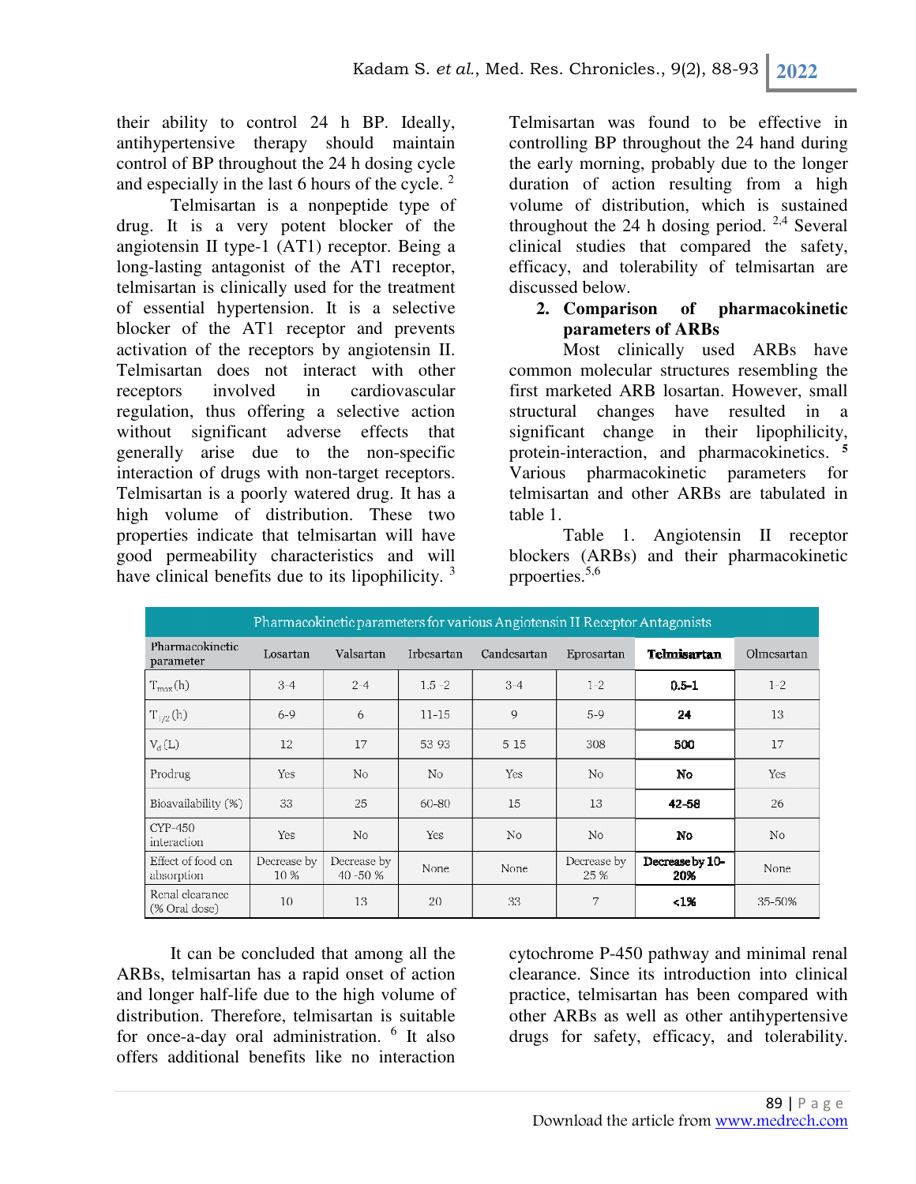their ability to control 24 h BP. Ideally, antihypertensive therapy should maintain control of BP throughout the 24 h dosing cycle and especially in the last 6 hours of the cycle. [2]

Telmisartan is a nonpeptide type of drug. It is a very potent blocker of the angiotensin II type-1 (AT1) receptor. Being a long-lasting antagonist of the AT1 receptor, telmisartan is clinically used for the treatment of essential hypertension. It is a selective blocker of the AT1 receptor and prevents activation of the receptors by angiotensin II. Telmisartan does not interact with other receptors involved in cardiovascular regulation, thus offering a selective action without significant adverse effects that generally arise due to the non-specific interaction of drugs with non-target receptors. Telmisartan is a poorly watered drug. It has a high volume of distribution. These two properties indicate that telmisartan will have good permeability characteristics and will have clinical benefits due to its lipophilicity. [3]

Telmisartan was found to be effective in controlling BP throughout the 24 hand during the early morning, probably due to the longer duration of action resulting from a high volume of distribution, which is sustained throughout the 24 h dosing period. [2,4] Several clinical studies that compared the safety, efficacy, and tolerability of telmisartan are discussed below.

## 2. Comparison of pharmacokinetic parameters of ARBs

Most clinically used ARBs have common molecular structures resembling the first marketed ARB losartan. However, small structural changes have resulted in a significant change in their lipophilicity, protein-interaction, and pharmacokinetics. [5] Various pharmacokinetic parameters for telmisartan and other ARBs are tabulated in table 1.

Table 1. Angiotensin II receptor blockers (ARBs) and their pharmacokinetic prpoerties.[5,6]

| Pharmacokinetic parameters for various Angiotensin II Receptor Antagonists | | | | | | | |
|---|---|---|---|---|---|---|---|
| Pharmacokinetic parameter | Losartan | Valsartan | Irbesartan | Candesartan | Eprosartan | **Telmisartan** | Olmesartan |
| $T_{max}$ (h) | 3-4 | 2-4 | 1.5 -2 | 3-4 | 1-2 | **0.5-1** | 1-2 |
| $T_{1/2}$ (h) | 6-9 | 6 | 11-15 | 9 | 5-9 | **24** | 13 |
| $V_d$ (L) | 12 | 17 | 53 93 | 5 15 | 308 | **500** | 17 |
| Prodrug | Yes | No | No | Yes | No | **No** | Yes |
| Bioavailability (%) | 33 | 25 | 60-80 | 15 | 13 | **42-58** | 26 |
| CYP-450 interaction | Yes | No | Yes | No | No | **No** | No |
| Effect of food on absorption | Decrease by 10 % | Decrease by 40 -50 % | None | None | Decrease by 25 % | **Decrease by 10-20%** | None |
| Renal clearance (% Oral dose) | 10 | 13 | 20 | 33 | 7 | **<1%** | 35-50% |

It can be concluded that among all the ARBs, telmisartan has a rapid onset of action and longer half-life due to the high volume of distribution. Therefore, telmisartan is suitable for once-a-day oral administration. [6] It also offers additional benefits like no interaction cytochrome P-450 pathway and minimal renal clearance. Since its introduction into clinical practice, telmisartan has been compared with other ARBs as well as other antihypertensive drugs for safety, efficacy, and tolerability.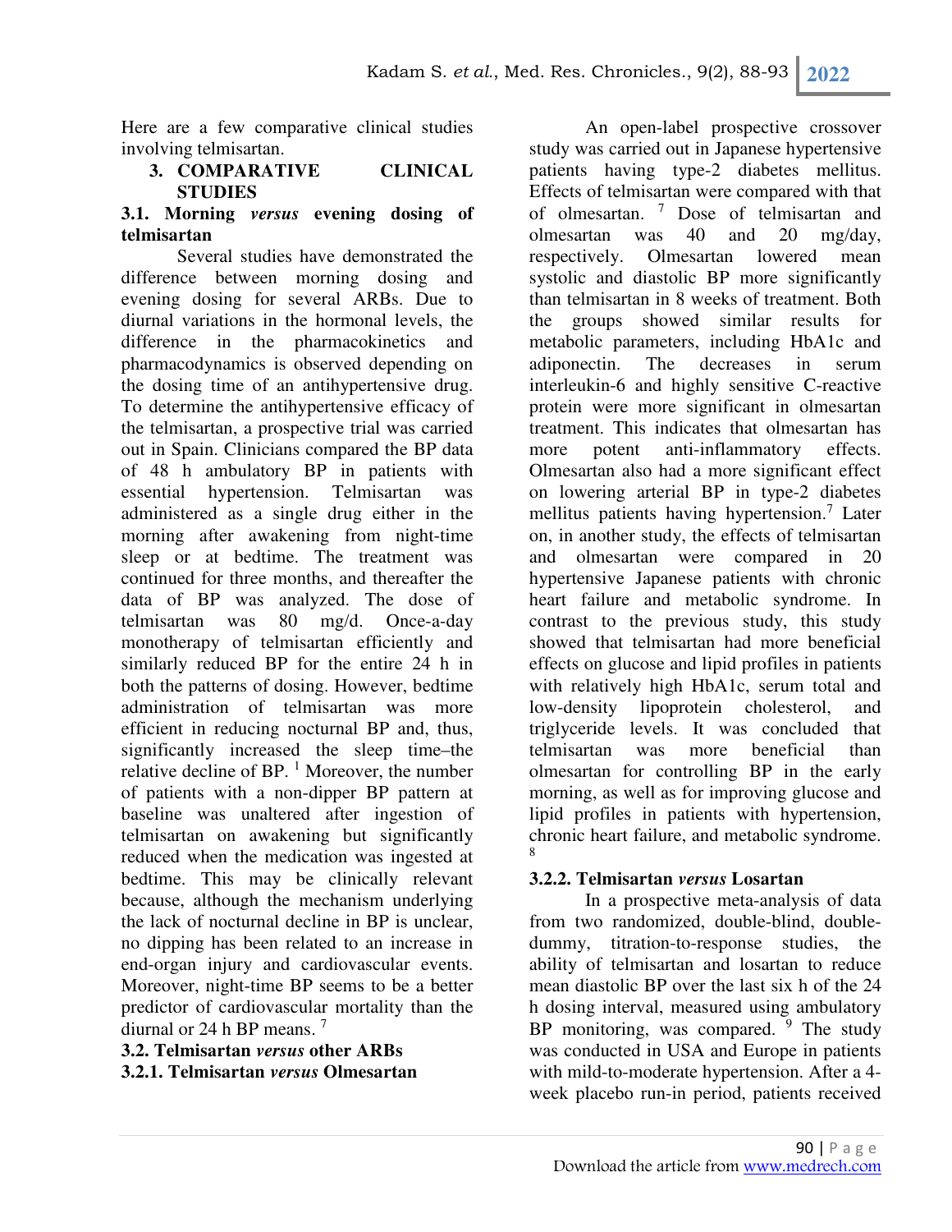Here are a few comparative clinical studies involving telmisartan.

## 3. COMPARATIVE CLINICAL STUDIES

### 3.1. Morning *versus* evening dosing of telmisartan

Several studies have demonstrated the difference between morning dosing and evening dosing for several ARBs. Due to diurnal variations in the hormonal levels, the difference in the pharmacokinetics and pharmacodynamics is observed depending on the dosing time of an antihypertensive drug. To determine the antihypertensive efficacy of the telmisartan, a prospective trial was carried out in Spain. Clinicians compared the BP data of 48 h ambulatory BP in patients with essential hypertension. Telmisartan was administered as a single drug either in the morning after awakening from night-time sleep or at bedtime. The treatment was continued for three months, and thereafter the data of BP was analyzed. The dose of telmisartan was 80 mg/d. Once-a-day monotherapy of telmisartan efficiently and similarly reduced BP for the entire 24 h in both the patterns of dosing. However, bedtime administration of telmisartan was more efficient in reducing nocturnal BP and, thus, significantly increased the sleep time–the relative decline of BP. [1] Moreover, the number of patients with a non-dipper BP pattern at baseline was unaltered after ingestion of telmisartan on awakening but significantly reduced when the medication was ingested at bedtime. This may be clinically relevant because, although the mechanism underlying the lack of nocturnal decline in BP is unclear, no dipping has been related to an increase in end-organ injury and cardiovascular events. Moreover, night-time BP seems to be a better predictor of cardiovascular mortality than the diurnal or 24 h BP means. [7]

### 3.2. Telmisartan *versus* other ARBs

#### 3.2.1. Telmisartan *versus* Olmesartan

An open-label prospective crossover study was carried out in Japanese hypertensive patients having type-2 diabetes mellitus. Effects of telmisartan were compared with that of olmesartan. [7] Dose of telmisartan and olmesartan was 40 and 20 mg/day, respectively. Olmesartan lowered mean systolic and diastolic BP more significantly than telmisartan in 8 weeks of treatment. Both the groups showed similar results for metabolic parameters, including HbA1c and adiponectin. The decreases in serum interleukin-6 and highly sensitive C-reactive protein were more significant in olmesartan treatment. This indicates that olmesartan has more potent anti-inflammatory effects. Olmesartan also had a more significant effect on lowering arterial BP in type-2 diabetes mellitus patients having hypertension.[7] Later on, in another study, the effects of telmisartan and olmesartan were compared in 20 hypertensive Japanese patients with chronic heart failure and metabolic syndrome. In contrast to the previous study, this study showed that telmisartan had more beneficial effects on glucose and lipid profiles in patients with relatively high HbA1c, serum total and low-density lipoprotein cholesterol, and triglyceride levels. It was concluded that telmisartan was more beneficial than olmesartan for controlling BP in the early morning, as well as for improving glucose and lipid profiles in patients with hypertension, chronic heart failure, and metabolic syndrome. [8]

#### 3.2.2. Telmisartan *versus* Losartan

In a prospective meta-analysis of data from two randomized, double-blind, double-dummy, titration-to-response studies, the ability of telmisartan and losartan to reduce mean diastolic BP over the last six h of the 24 h dosing interval, measured using ambulatory BP monitoring, was compared. [9] The study was conducted in USA and Europe in patients with mild-to-moderate hypertension. After a 4-week placebo run-in period, patients received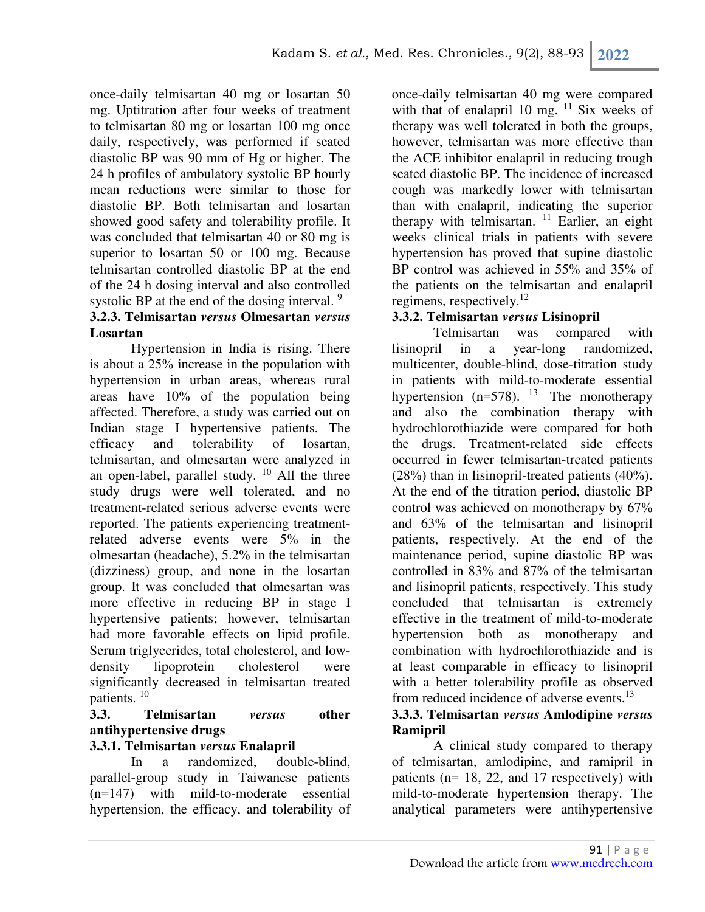once-daily telmisartan 40 mg or losartan 50 mg. Uptitration after four weeks of treatment to telmisartan 80 mg or losartan 100 mg once daily, respectively, was performed if seated diastolic BP was 90 mm of Hg or higher. The 24 h profiles of ambulatory systolic BP hourly mean reductions were similar to those for diastolic BP. Both telmisartan and losartan showed good safety and tolerability profile. It was concluded that telmisartan 40 or 80 mg is superior to losartan 50 or 100 mg. Because telmisartan controlled diastolic BP at the end of the 24 h dosing interval and also controlled systolic BP at the end of the dosing interval. [9]

#### 3.2.3. Telmisartan *versus* Olmesartan *versus* Losartan

Hypertension in India is rising. There is about a 25% increase in the population with hypertension in urban areas, whereas rural areas have 10% of the population being affected. Therefore, a study was carried out on Indian stage I hypertensive patients. The efficacy and tolerability of losartan, telmisartan, and olmesartan were analyzed in an open-label, parallel study. [10] All the three study drugs were well tolerated, and no treatment-related serious adverse events were reported. The patients experiencing treatment-related adverse events were 5% in the olmesartan (headache), 5.2% in the telmisartan (dizziness) group, and none in the losartan group. It was concluded that olmesartan was more effective in reducing BP in stage I hypertensive patients; however, telmisartan had more favorable effects on lipid profile. Serum triglycerides, total cholesterol, and low-density lipoprotein cholesterol were significantly decreased in telmisartan treated patients. [10]

### 3.3. Telmisartan *versus* other antihypertensive drugs

#### 3.3.1. Telmisartan *versus* Enalapril

In a randomized, double-blind, parallel-group study in Taiwanese patients (n=147) with mild-to-moderate essential hypertension, the efficacy, and tolerability of once-daily telmisartan 40 mg were compared with that of enalapril 10 mg. [11] Six weeks of therapy was well tolerated in both the groups, however, telmisartan was more effective than the ACE inhibitor enalapril in reducing trough seated diastolic BP. The incidence of increased cough was markedly lower with telmisartan than with enalapril, indicating the superior therapy with telmisartan. [11] Earlier, an eight weeks clinical trials in patients with severe hypertension has proved that supine diastolic BP control was achieved in 55% and 35% of the patients on the telmisartan and enalapril regimens, respectively.[12]

#### 3.3.2. Telmisartan *versus* Lisinopril

Telmisartan was compared with lisinopril in a year-long randomized, multicenter, double-blind, dose-titration study in patients with mild-to-moderate essential hypertension (n=578). [13] The monotherapy and also the combination therapy with hydrochlorothiazide were compared for both the drugs. Treatment-related side effects occurred in fewer telmisartan-treated patients (28%) than in lisinopril-treated patients (40%). At the end of the titration period, diastolic BP control was achieved on monotherapy by 67% and 63% of the telmisartan and lisinopril patients, respectively. At the end of the maintenance period, supine diastolic BP was controlled in 83% and 87% of the telmisartan and lisinopril patients, respectively. This study concluded that telmisartan is extremely effective in the treatment of mild-to-moderate hypertension both as monotherapy and combination with hydrochlorothiazide and is at least comparable in efficacy to lisinopril with a better tolerability profile as observed from reduced incidence of adverse events.[13]

#### 3.3.3. Telmisartan *versus* Amlodipine *versus* Ramipril

A clinical study compared to therapy of telmisartan, amlodipine, and ramipril in patients (n= 18, 22, and 17 respectively) with mild-to-moderate hypertension therapy. The analytical parameters were antihypertensive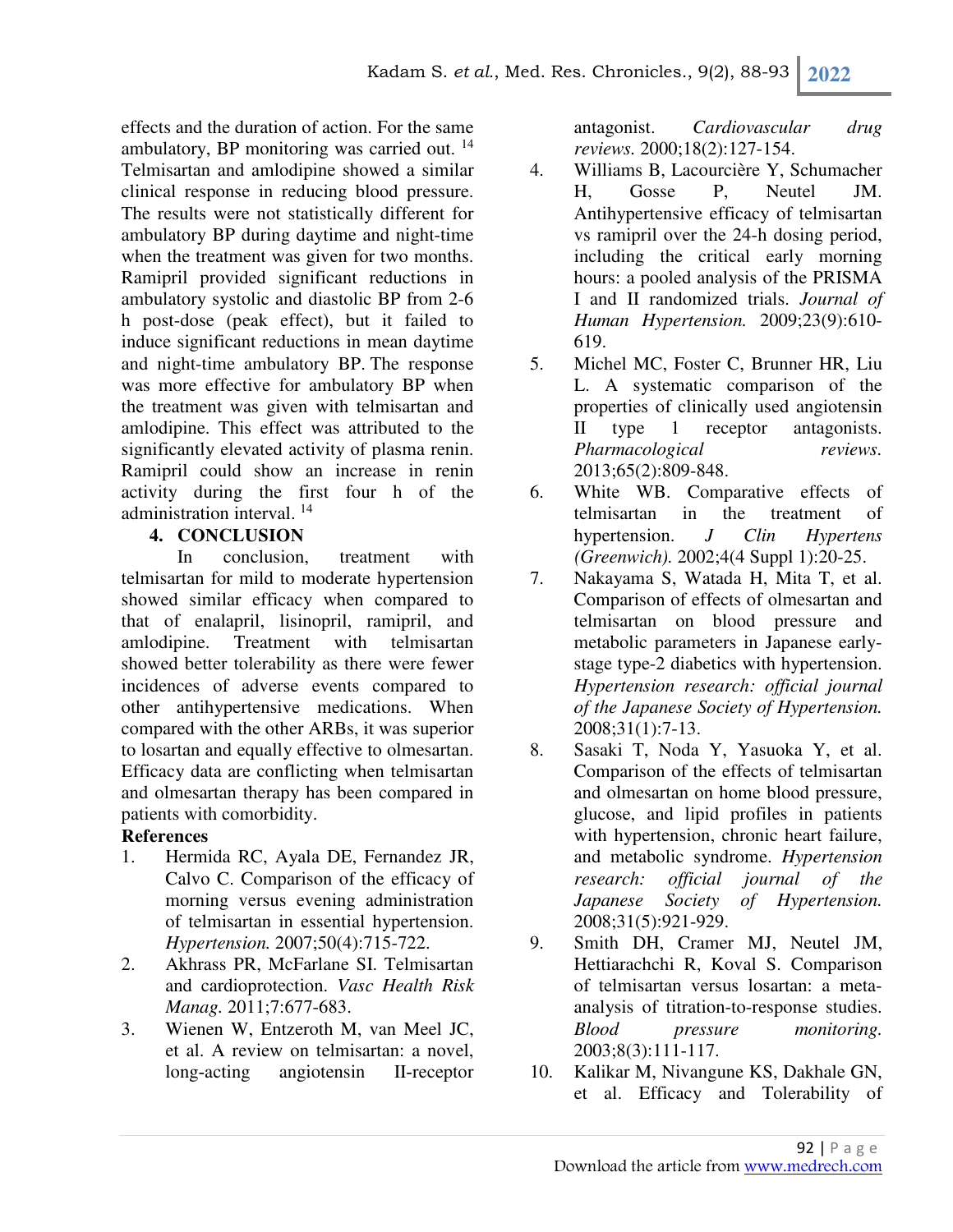effects and the duration of action. For the same ambulatory, BP monitoring was carried out. [14] Telmisartan and amlodipine showed a similar clinical response in reducing blood pressure. The results were not statistically different for ambulatory BP during daytime and night-time when the treatment was given for two months. Ramipril provided significant reductions in ambulatory systolic and diastolic BP from 2-6 h post-dose (peak effect), but it failed to induce significant reductions in mean daytime and night-time ambulatory BP. The response was more effective for ambulatory BP when the treatment was given with telmisartan and amlodipine. This effect was attributed to the significantly elevated activity of plasma renin. Ramipril could show an increase in renin activity during the first four h of the administration interval. [14]

## 4. CONCLUSION

In conclusion, treatment with telmisartan for mild to moderate hypertension showed similar efficacy when compared to that of enalapril, lisinopril, ramipril, and amlodipine. Treatment with telmisartan showed better tolerability as there were fewer incidences of adverse events compared to other antihypertensive medications. When compared with the other ARBs, it was superior to losartan and equally effective to olmesartan. Efficacy data are conflicting when telmisartan and olmesartan therapy has been compared in patients with comorbidity.

**References**

1. Hermida RC, Ayala DE, Fernandez JR, Calvo C. Comparison of the efficacy of morning versus evening administration of telmisartan in essential hypertension. *Hypertension.* 2007;50(4):715-722.
2. Akhrass PR, McFarlane SI. Telmisartan and cardioprotection. *Vasc Health Risk Manag.* 2011;7:677-683.
3. Wienen W, Entzeroth M, van Meel JC, et al. A review on telmisartan: a novel, long-acting angiotensin II-receptor antagonist. *Cardiovascular drug reviews.* 2000;18(2):127-154.
4. Williams B, Lacourcière Y, Schumacher H, Gosse P, Neutel JM. Antihypertensive efficacy of telmisartan vs ramipril over the 24-h dosing period, including the critical early morning hours: a pooled analysis of the PRISMA I and II randomized trials. *Journal of Human Hypertension.* 2009;23(9):610-619.
5. Michel MC, Foster C, Brunner HR, Liu L. A systematic comparison of the properties of clinically used angiotensin II type 1 receptor antagonists. *Pharmacological reviews.* 2013;65(2):809-848.
6. White WB. Comparative effects of telmisartan in the treatment of hypertension. *J Clin Hypertens (Greenwich).* 2002;4(4 Suppl 1):20-25.
7. Nakayama S, Watada H, Mita T, et al. Comparison of effects of olmesartan and telmisartan on blood pressure and metabolic parameters in Japanese early-stage type-2 diabetics with hypertension. *Hypertension research: official journal of the Japanese Society of Hypertension.* 2008;31(1):7-13.
8. Sasaki T, Noda Y, Yasuoka Y, et al. Comparison of the effects of telmisartan and olmesartan on home blood pressure, glucose, and lipid profiles in patients with hypertension, chronic heart failure, and metabolic syndrome. *Hypertension research: official journal of the Japanese Society of Hypertension.* 2008;31(5):921-929.
9. Smith DH, Cramer MJ, Neutel JM, Hettiarachchi R, Koval S. Comparison of telmisartan versus losartan: a meta-analysis of titration-to-response studies. *Blood pressure monitoring.* 2003;8(3):111-117.
10. Kalikar M, Nivangune KS, Dakhale GN, et al. Efficacy and Tolerability of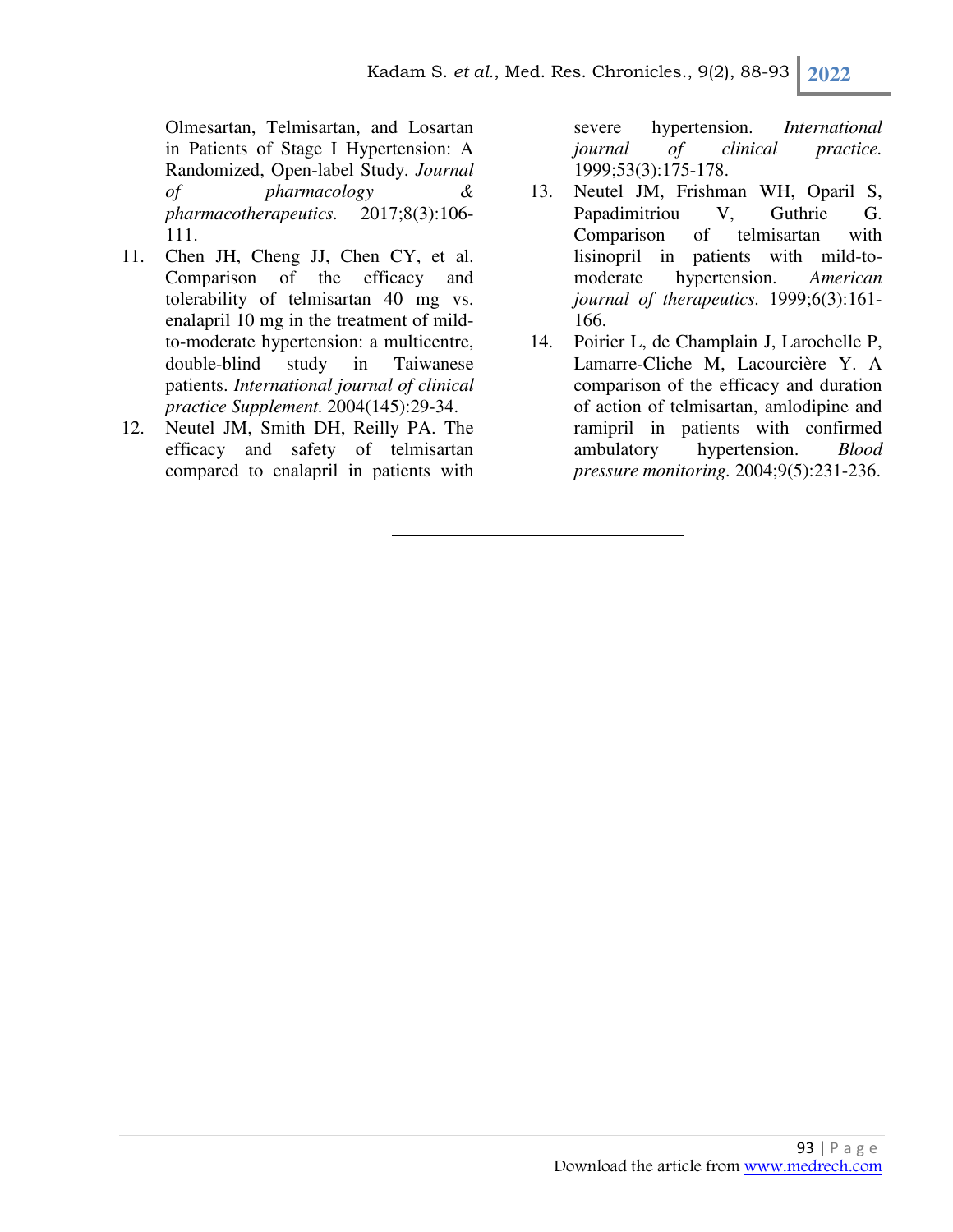Olmesartan, Telmisartan, and Losartan in Patients of Stage I Hypertension: A Randomized, Open-label Study. *Journal of pharmacology & pharmacotherapeutics.* 2017;8(3):106-111.

11. Chen JH, Cheng JJ, Chen CY, et al. Comparison of the efficacy and tolerability of telmisartan 40 mg vs. enalapril 10 mg in the treatment of mild-to-moderate hypertension: a multicentre, double-blind study in Taiwanese patients. *International journal of clinical practice Supplement.* 2004(145):29-34.
12. Neutel JM, Smith DH, Reilly PA. The efficacy and safety of telmisartan compared to enalapril in patients with severe hypertension. *International journal of clinical practice.* 1999;53(3):175-178.
13. Neutel JM, Frishman WH, Oparil S, Papadimitriou V, Guthrie G. Comparison of telmisartan with lisinopril in patients with mild-to-moderate hypertension. *American journal of therapeutics.* 1999;6(3):161-166.
14. Poirier L, de Champlain J, Larochelle P, Lamarre-Cliche M, Lacourcière Y. A comparison of the efficacy and duration of action of telmisartan, amlodipine and ramipril in patients with confirmed ambulatory hypertension. *Blood pressure monitoring.* 2004;9(5):231-236.